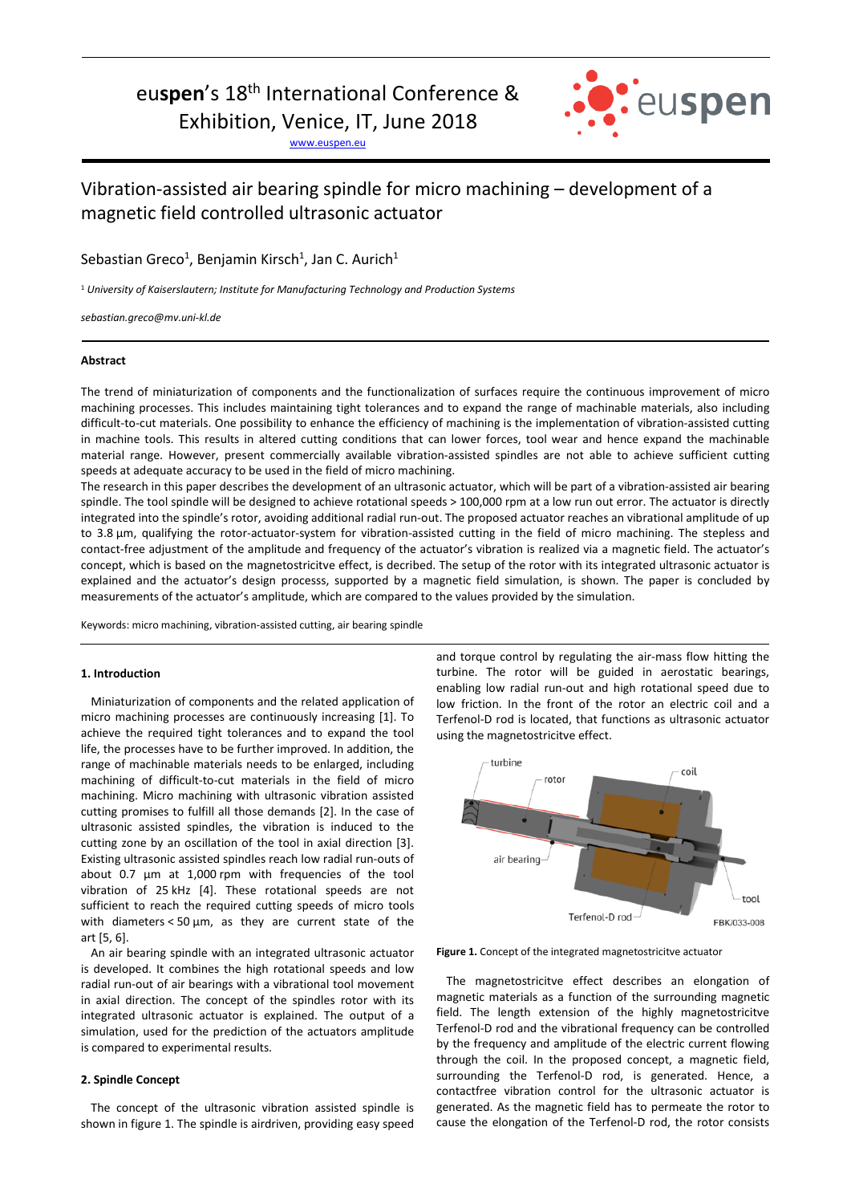euspen's 18th International Conference & Exhibition, Venice, IT, June 2018

www.euspen.eu

# Vibration-assisted air bearing spindle for micro machining – development of a magnetic field controlled ultrasonic actuator

Sebastian Greco[1], Benjamin Kirsch[1], Jan C. Aurich[1]

[1] *University of Kaiserslautern; Institute for Manufacturing Technology and Production Systems*

*sebastian.greco@mv.uni-kl.de*

**Abstract**

The trend of miniaturization of components and the functionalization of surfaces require the continuous improvement of micro machining processes. This includes maintaining tight tolerances and to expand the range of machinable materials, also including difficult-to-cut materials. One possibility to enhance the efficiency of machining is the implementation of vibration-assisted cutting in machine tools. This results in altered cutting conditions that can lower forces, tool wear and hence expand the machinable material range. However, present commercially available vibration-assisted spindles are not able to achieve sufficient cutting speeds at adequate accuracy to be used in the field of micro machining.

The research in this paper describes the development of an ultrasonic actuator, which will be part of a vibration-assisted air bearing spindle. The tool spindle will be designed to achieve rotational speeds > 100,000 rpm at a low run out error. The actuator is directly integrated into the spindle's rotor, avoiding additional radial run-out. The proposed actuator reaches an vibrational amplitude of up to 3.8 µm, qualifying the rotor-actuator-system for vibration-assisted cutting in the field of micro machining. The stepless and contact-free adjustment of the amplitude and frequency of the actuator's vibration is realized via a magnetic field. The actuator's concept, which is based on the magnetostricitve effect, is decribed. The setup of the rotor with its integrated ultrasonic actuator is explained and the actuator's design processs, supported by a magnetic field simulation, is shown. The paper is concluded by measurements of the actuator's amplitude, which are compared to the values provided by the simulation.

Keywords: micro machining, vibration-assisted cutting, air bearing spindle

## 1. Introduction

Miniaturization of components and the related application of micro machining processes are continuously increasing [1]. To achieve the required tight tolerances and to expand the tool life, the processes have to be further improved. In addition, the range of machinable materials needs to be enlarged, including machining of difficult-to-cut materials in the field of micro machining. Micro machining with ultrasonic vibration assisted cutting promises to fulfill all those demands [2]. In the case of ultrasonic assisted spindles, the vibration is induced to the cutting zone by an oscillation of the tool in axial direction [3]. Existing ultrasonic assisted spindles reach low radial run-outs of about 0.7 µm at 1,000 rpm with frequencies of the tool vibration of 25 kHz [4]. These rotational speeds are not sufficient to reach the required cutting speeds of micro tools with diameters < 50 µm, as they are current state of the art [5, 6].

An air bearing spindle with an integrated ultrasonic actuator is developed. It combines the high rotational speeds and low radial run-out of air bearings with a vibrational tool movement in axial direction. The concept of the spindles rotor with its integrated ultrasonic actuator is explained. The output of a simulation, used for the prediction of the actuators amplitude is compared to experimental results.

## 2. Spindle Concept

The concept of the ultrasonic vibration assisted spindle is shown in figure 1. The spindle is airdriven, providing easy speed and torque control by regulating the air-mass flow hitting the turbine. The rotor will be guided in aerostatic bearings, enabling low radial run-out and high rotational speed due to low friction. In the front of the rotor an electric coil and a Terfenol-D rod is located, that functions as ultrasonic actuator using the magnetostricitve effect.

**Figure 1.** Concept of the integrated magnetostricitve actuator

The magnetostricitve effect describes an elongation of magnetic materials as a function of the surrounding magnetic field. The length extension of the highly magnetostricitve Terfenol-D rod and the vibrational frequency can be controlled by the frequency and amplitude of the electric current flowing through the coil. In the proposed concept, a magnetic field, surrounding the Terfenol-D rod, is generated. Hence, a contactfree vibration control for the ultrasonic actuator is generated. As the magnetic field has to permeate the rotor to cause the elongation of the Terfenol-D rod, the rotor consists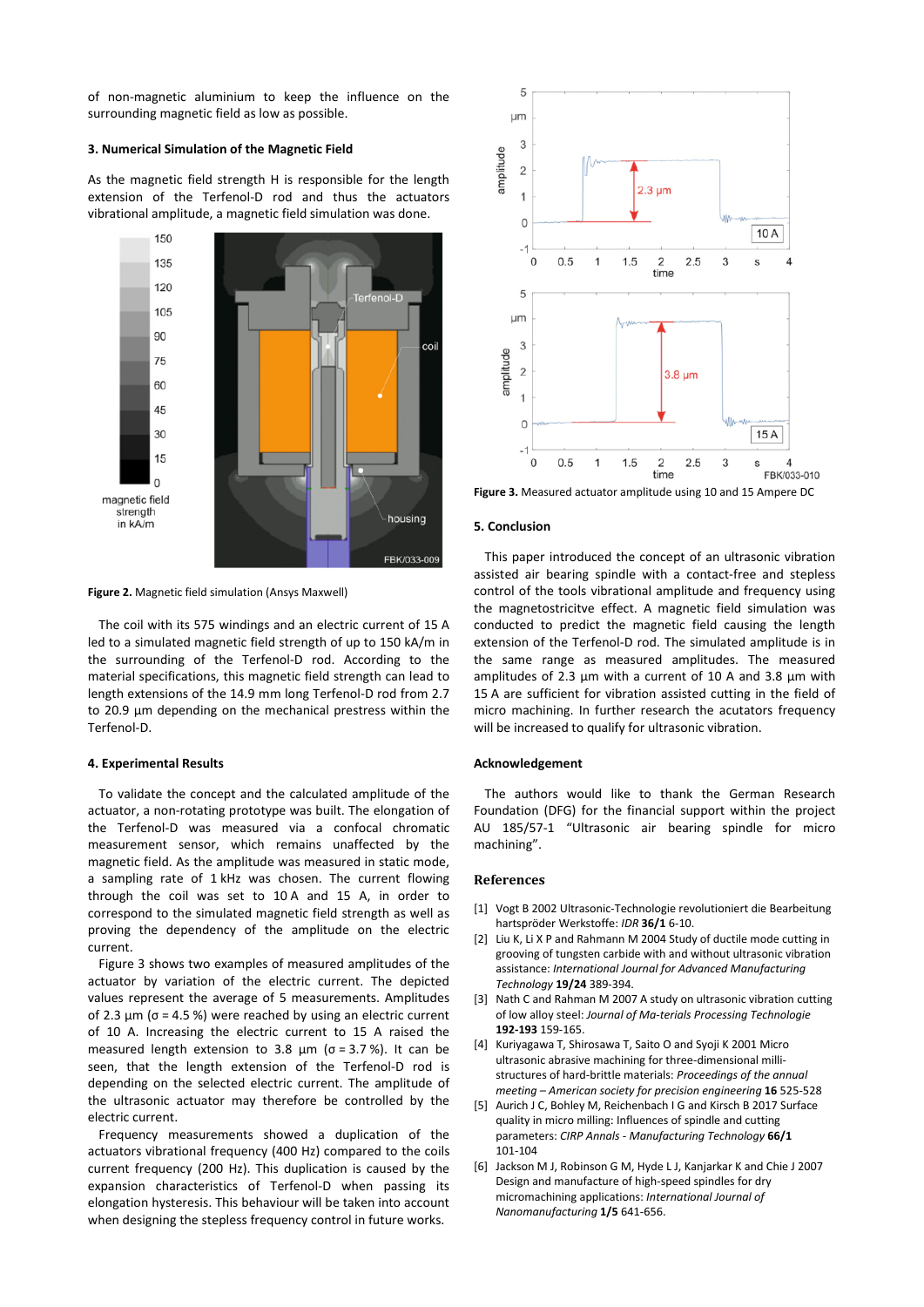of non-magnetic aluminium to keep the influence on the surrounding magnetic field as low as possible.

## 3. Numerical Simulation of the Magnetic Field

As the magnetic field strength H is responsible for the length extension of the Terfenol-D rod and thus the actuators vibrational amplitude, a magnetic field simulation was done.

150
135
120
105
90
75
60
45
30
15
0
magnetic field strength in kA/m

Terfenol-D
coil
housing
FBK/033-009

**Figure 2.** Magnetic field simulation (Ansys Maxwell)

The coil with its 575 windings and an electric current of 15 A led to a simulated magnetic field strength of up to 150 kA/m in the surrounding of the Terfenol-D rod. According to the material specifications, this magnetic field strength can lead to length extensions of the 14.9 mm long Terfenol-D rod from 2.7 to 20.9 µm depending on the mechanical prestress within the Terfenol-D.

## 4. Experimental Results

To validate the concept and the calculated amplitude of the actuator, a non-rotating prototype was built. The elongation of the Terfenol-D was measured via a confocal chromatic measurement sensor, which remains unaffected by the magnetic field. As the amplitude was measured in static mode, a sampling rate of 1 kHz was chosen. The current flowing through the coil was set to 10 A and 15 A, in order to correspond to the simulated magnetic field strength as well as proving the dependency of the amplitude on the electric current.

Figure 3 shows two examples of measured amplitudes of the actuator by variation of the electric current. The depicted values represent the average of 5 measurements. Amplitudes of 2.3 µm (σ = 4.5 %) were reached by using an electric current of 10 A. Increasing the electric current to 15 A raised the measured length extension to 3.8 µm (σ = 3.7 %). It can be seen, that the length extension of the Terfenol-D rod is depending on the selected electric current. The amplitude of the ultrasonic actuator may therefore be controlled by the electric current.

Frequency measurements showed a duplication of the actuators vibrational frequency (400 Hz) compared to the coils current frequency (200 Hz). This duplication is caused by the expansion characteristics of Terfenol-D when passing its elongation hysteresis. This behaviour will be taken into account when designing the stepless frequency control in future works.

5
µm
3
2
1
0
-1
amplitude
2.3 µm
10 A
0 0.5 1 1.5 2 2.5 3 s 4
time

5
µm
3
2
1
0
-1
amplitude
3.8 µm
15 A
0 0.5 1 1.5 2 2.5 3 s 4
time
FBK/033-010

**Figure 3.** Measured actuator amplitude using 10 and 15 Ampere DC

## 5. Conclusion

This paper introduced the concept of an ultrasonic vibration assisted air bearing spindle with a contact-free and stepless control of the tools vibrational amplitude and frequency using the magnetostricitve effect. A magnetic field simulation was conducted to predict the magnetic field causing the length extension of the Terfenol-D rod. The simulated amplitude is in the same range as measured amplitudes. The measured amplitudes of 2.3 µm with a current of 10 A and 3.8 µm with 15 A are sufficient for vibration assisted cutting in the field of micro machining. In further research the actuators frequency will be increased to qualify for ultrasonic vibration.

## Acknowledgement

The authors would like to thank the German Research Foundation (DFG) for the financial support within the project AU 185/57-1 "Ultrasonic air bearing spindle for micro machining".

## References

[1] Vogt B 2002 Ultrasonic-Technologie revolutioniert die Bearbeitung hartspröder Werkstoffe: *IDR* **36/1** 6-10.

[2] Liu K, Li X P and Rahmann M 2004 Study of ductile mode cutting in grooving of tungsten carbide with and without ultrasonic vibration assistance: *International Journal for Advanced Manufacturing Technology* **19/24** 389-394.

[3] Nath C and Rahman M 2007 A study on ultrasonic vibration cutting of low alloy steel: *Journal of Ma-terials Processing Technologie* **192-193** 159-165.

[4] Kuriyagawa T, Shirosawa T, Saito O and Syoji K 2001 Micro ultrasonic abrasive machining for three-dimensional milli-structures of hard-brittle materials: *Proceedings of the annual meeting – American society for precision engineering* **16** 525-528

[5] Aurich J C, Bohley M, Reichenbach I G and Kirsch B 2017 Surface quality in micro milling: Influences of spindle and cutting parameters: *CIRP Annals - Manufacturing Technology* **66/1** 101-104

[6] Jackson M J, Robinson G M, Hyde L J, Kanjarkar K and Chie J 2007 Design and manufacture of high-speed spindles for dry micromachining applications: *International Journal of Nanomanufacturing* **1/5** 641-656.